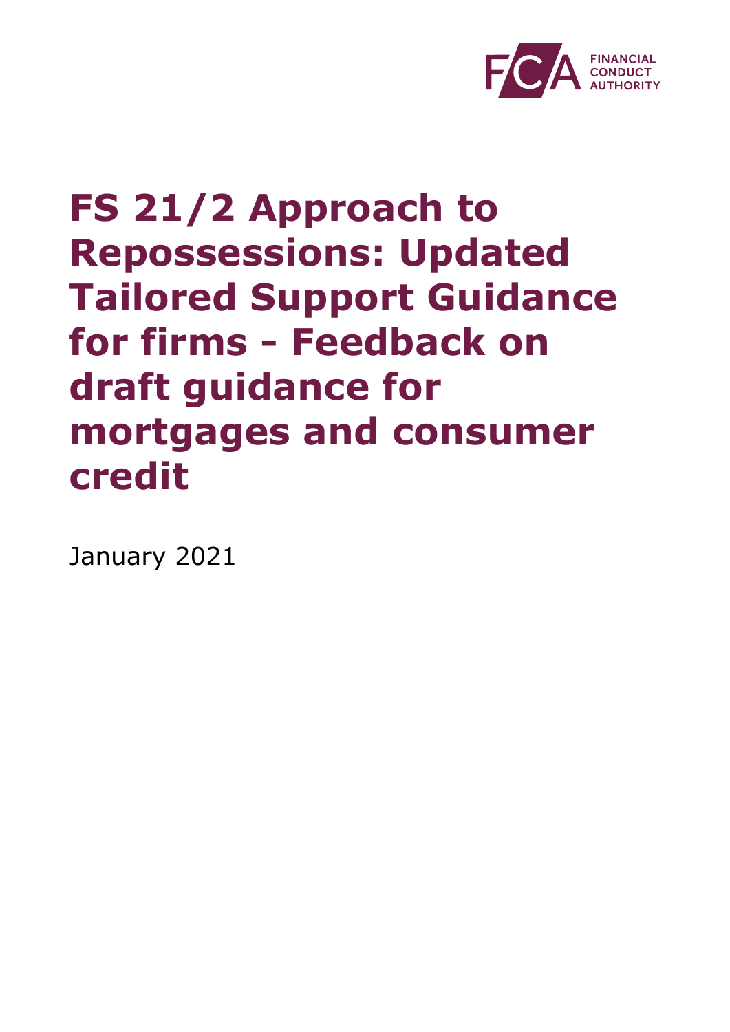FCA FINANCIAL CONDUCT AUTHORITY

# FS 21/2 Approach to Repossessions: Updated Tailored Support Guidance for firms - Feedback on draft guidance for mortgages and consumer credit

January 2021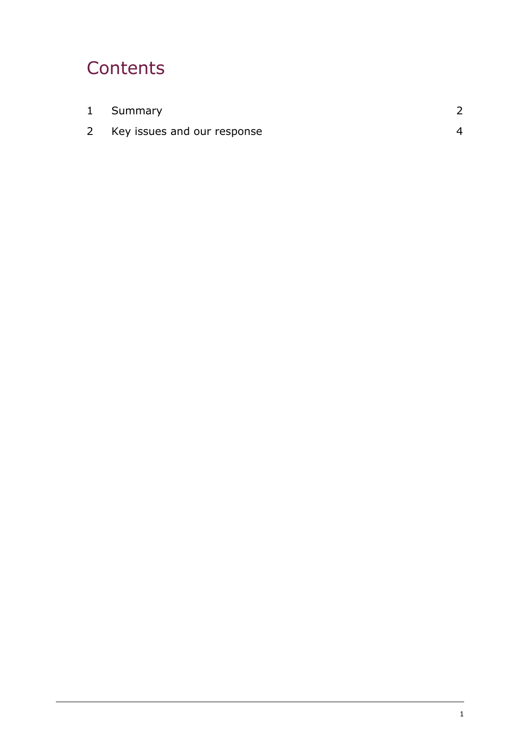# Contents

| | | |
|---|---|---|
| 1 | Summary | 2 |
| 2 | Key issues and our response | 4 |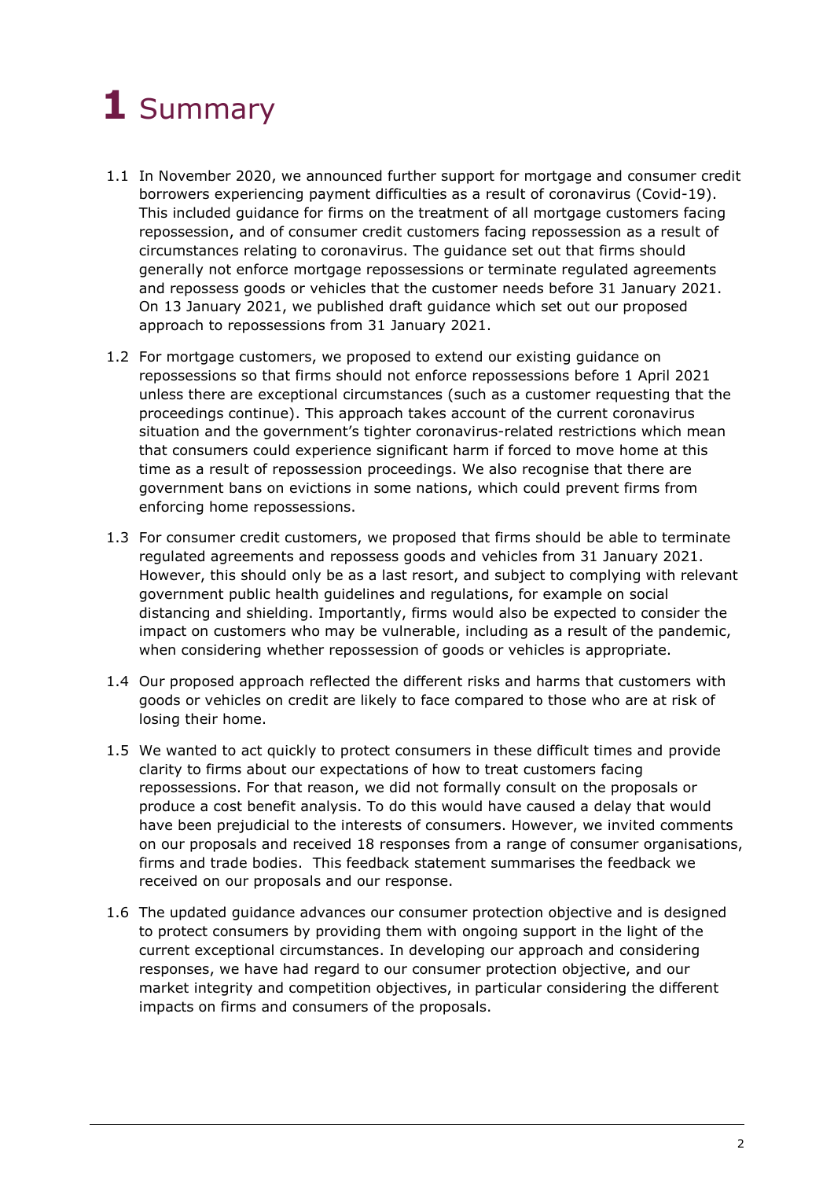# 1 Summary

1.1 In November 2020, we announced further support for mortgage and consumer credit borrowers experiencing payment difficulties as a result of coronavirus (Covid-19). This included guidance for firms on the treatment of all mortgage customers facing repossession, and of consumer credit customers facing repossession as a result of circumstances relating to coronavirus. The guidance set out that firms should generally not enforce mortgage repossessions or terminate regulated agreements and repossess goods or vehicles that the customer needs before 31 January 2021. On 13 January 2021, we published draft guidance which set out our proposed approach to repossessions from 31 January 2021.

1.2 For mortgage customers, we proposed to extend our existing guidance on repossessions so that firms should not enforce repossessions before 1 April 2021 unless there are exceptional circumstances (such as a customer requesting that the proceedings continue). This approach takes account of the current coronavirus situation and the government's tighter coronavirus-related restrictions which mean that consumers could experience significant harm if forced to move home at this time as a result of repossession proceedings. We also recognise that there are government bans on evictions in some nations, which could prevent firms from enforcing home repossessions.

1.3 For consumer credit customers, we proposed that firms should be able to terminate regulated agreements and repossess goods and vehicles from 31 January 2021. However, this should only be as a last resort, and subject to complying with relevant government public health guidelines and regulations, for example on social distancing and shielding. Importantly, firms would also be expected to consider the impact on customers who may be vulnerable, including as a result of the pandemic, when considering whether repossession of goods or vehicles is appropriate.

1.4 Our proposed approach reflected the different risks and harms that customers with goods or vehicles on credit are likely to face compared to those who are at risk of losing their home.

1.5 We wanted to act quickly to protect consumers in these difficult times and provide clarity to firms about our expectations of how to treat customers facing repossessions. For that reason, we did not formally consult on the proposals or produce a cost benefit analysis. To do this would have caused a delay that would have been prejudicial to the interests of consumers. However, we invited comments on our proposals and received 18 responses from a range of consumer organisations, firms and trade bodies. This feedback statement summarises the feedback we received on our proposals and our response.

1.6 The updated guidance advances our consumer protection objective and is designed to protect consumers by providing them with ongoing support in the light of the current exceptional circumstances. In developing our approach and considering responses, we have had regard to our consumer protection objective, and our market integrity and competition objectives, in particular considering the different impacts on firms and consumers of the proposals.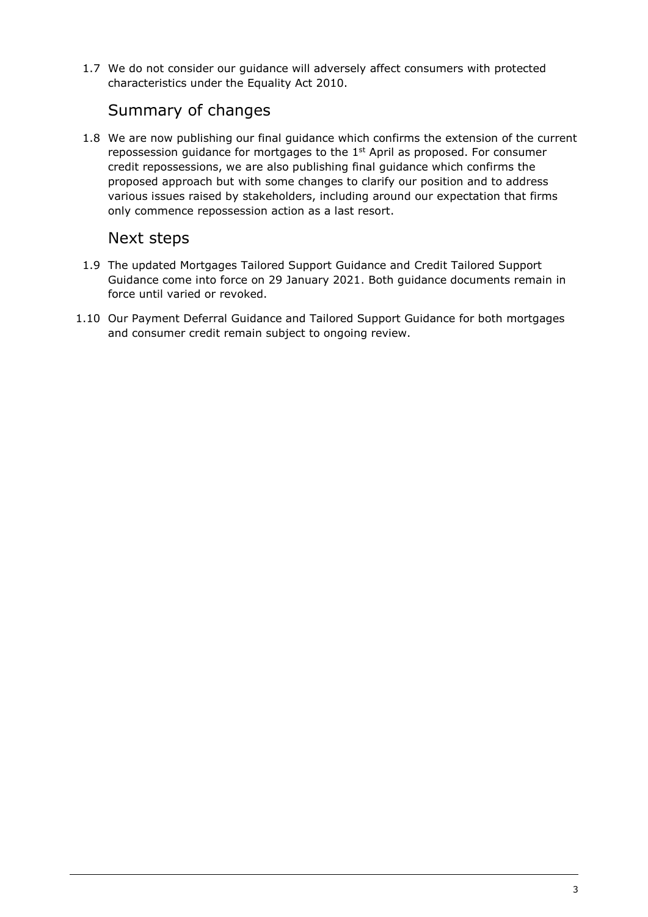1.7 We do not consider our guidance will adversely affect consumers with protected characteristics under the Equality Act 2010.

## Summary of changes

1.8 We are now publishing our final guidance which confirms the extension of the current repossession guidance for mortgages to the 1st April as proposed. For consumer credit repossessions, we are also publishing final guidance which confirms the proposed approach but with some changes to clarify our position and to address various issues raised by stakeholders, including around our expectation that firms only commence repossession action as a last resort.

## Next steps

1.9 The updated Mortgages Tailored Support Guidance and Credit Tailored Support Guidance come into force on 29 January 2021. Both guidance documents remain in force until varied or revoked.

1.10 Our Payment Deferral Guidance and Tailored Support Guidance for both mortgages and consumer credit remain subject to ongoing review.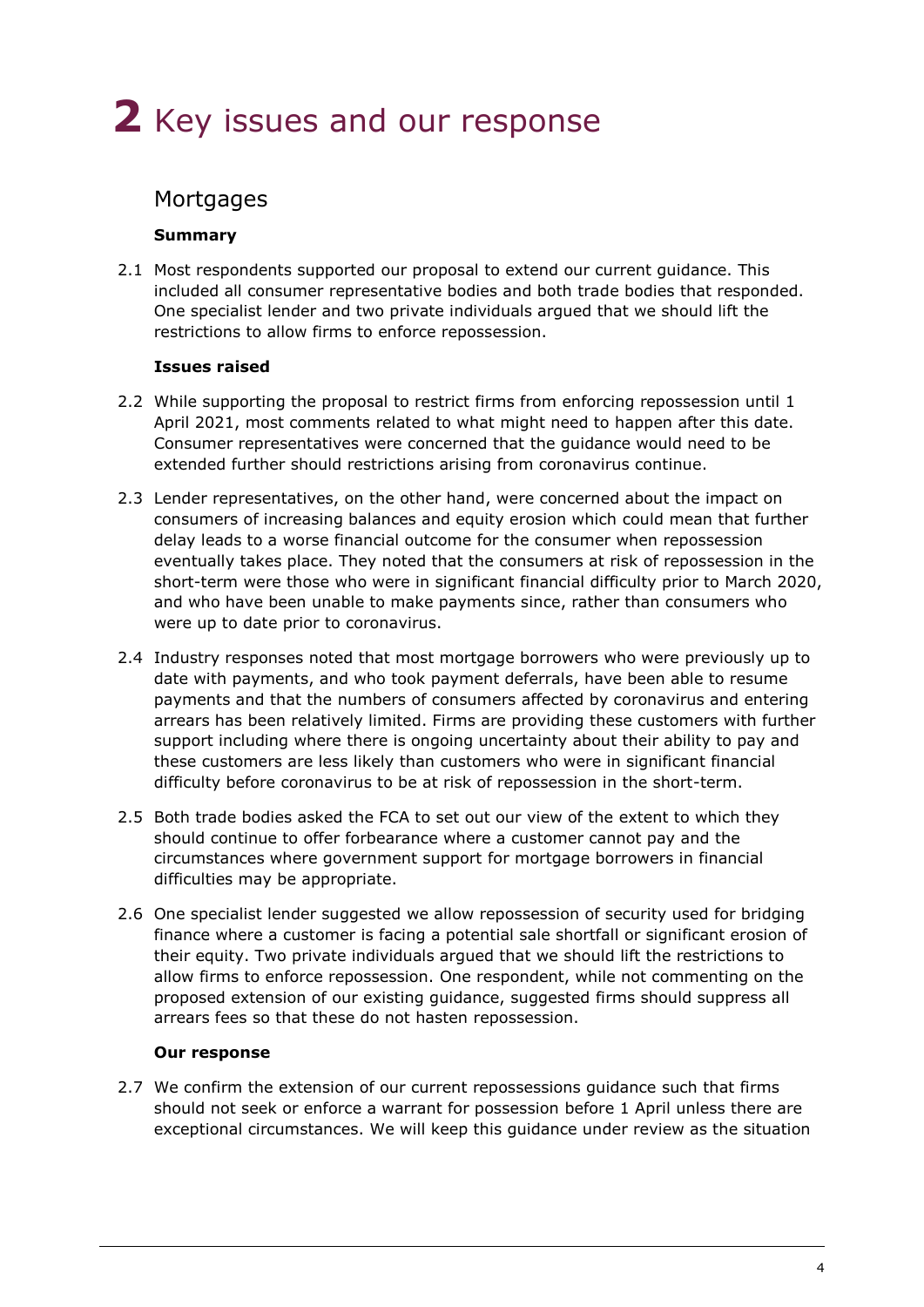# 2 Key issues and our response

## Mortgages

### Summary

2.1 Most respondents supported our proposal to extend our current guidance. This included all consumer representative bodies and both trade bodies that responded. One specialist lender and two private individuals argued that we should lift the restrictions to allow firms to enforce repossession.

### Issues raised

2.2 While supporting the proposal to restrict firms from enforcing repossession until 1 April 2021, most comments related to what might need to happen after this date. Consumer representatives were concerned that the guidance would need to be extended further should restrictions arising from coronavirus continue.

2.3 Lender representatives, on the other hand, were concerned about the impact on consumers of increasing balances and equity erosion which could mean that further delay leads to a worse financial outcome for the consumer when repossession eventually takes place. They noted that the consumers at risk of repossession in the short-term were those who were in significant financial difficulty prior to March 2020, and who have been unable to make payments since, rather than consumers who were up to date prior to coronavirus.

2.4 Industry responses noted that most mortgage borrowers who were previously up to date with payments, and who took payment deferrals, have been able to resume payments and that the numbers of consumers affected by coronavirus and entering arrears has been relatively limited. Firms are providing these customers with further support including where there is ongoing uncertainty about their ability to pay and these customers are less likely than customers who were in significant financial difficulty before coronavirus to be at risk of repossession in the short-term.

2.5 Both trade bodies asked the FCA to set out our view of the extent to which they should continue to offer forbearance where a customer cannot pay and the circumstances where government support for mortgage borrowers in financial difficulties may be appropriate.

2.6 One specialist lender suggested we allow repossession of security used for bridging finance where a customer is facing a potential sale shortfall or significant erosion of their equity. Two private individuals argued that we should lift the restrictions to allow firms to enforce repossession. One respondent, while not commenting on the proposed extension of our existing guidance, suggested firms should suppress all arrears fees so that these do not hasten repossession.

### Our response

2.7 We confirm the extension of our current repossessions guidance such that firms should not seek or enforce a warrant for possession before 1 April unless there are exceptional circumstances. We will keep this guidance under review as the situation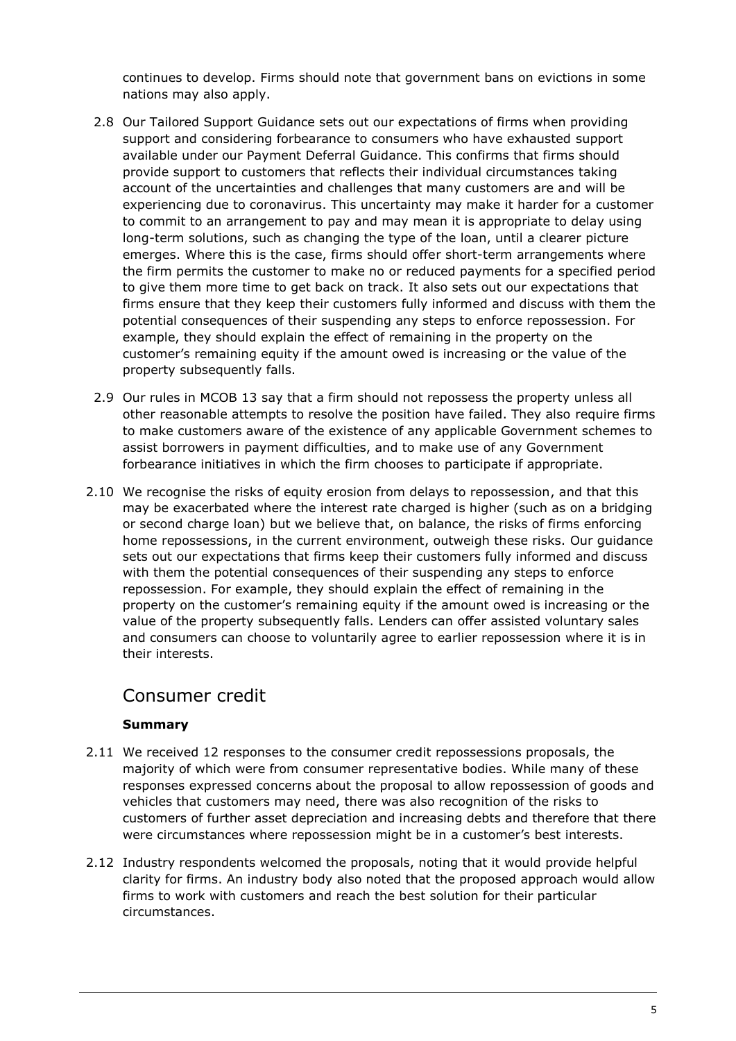continues to develop. Firms should note that government bans on evictions in some nations may also apply.

2.8 Our Tailored Support Guidance sets out our expectations of firms when providing support and considering forbearance to consumers who have exhausted support available under our Payment Deferral Guidance. This confirms that firms should provide support to customers that reflects their individual circumstances taking account of the uncertainties and challenges that many customers are and will be experiencing due to coronavirus. This uncertainty may make it harder for a customer to commit to an arrangement to pay and may mean it is appropriate to delay using long-term solutions, such as changing the type of the loan, until a clearer picture emerges. Where this is the case, firms should offer short-term arrangements where the firm permits the customer to make no or reduced payments for a specified period to give them more time to get back on track. It also sets out our expectations that firms ensure that they keep their customers fully informed and discuss with them the potential consequences of their suspending any steps to enforce repossession. For example, they should explain the effect of remaining in the property on the customer's remaining equity if the amount owed is increasing or the value of the property subsequently falls.

2.9 Our rules in MCOB 13 say that a firm should not repossess the property unless all other reasonable attempts to resolve the position have failed. They also require firms to make customers aware of the existence of any applicable Government schemes to assist borrowers in payment difficulties, and to make use of any Government forbearance initiatives in which the firm chooses to participate if appropriate.

2.10 We recognise the risks of equity erosion from delays to repossession, and that this may be exacerbated where the interest rate charged is higher (such as on a bridging or second charge loan) but we believe that, on balance, the risks of firms enforcing home repossessions, in the current environment, outweigh these risks. Our guidance sets out our expectations that firms keep their customers fully informed and discuss with them the potential consequences of their suspending any steps to enforce repossession. For example, they should explain the effect of remaining in the property on the customer's remaining equity if the amount owed is increasing or the value of the property subsequently falls. Lenders can offer assisted voluntary sales and consumers can choose to voluntarily agree to earlier repossession where it is in their interests.

## Consumer credit

**Summary**

2.11 We received 12 responses to the consumer credit repossessions proposals, the majority of which were from consumer representative bodies. While many of these responses expressed concerns about the proposal to allow repossession of goods and vehicles that customers may need, there was also recognition of the risks to customers of further asset depreciation and increasing debts and therefore that there were circumstances where repossession might be in a customer's best interests.

2.12 Industry respondents welcomed the proposals, noting that it would provide helpful clarity for firms. An industry body also noted that the proposed approach would allow firms to work with customers and reach the best solution for their particular circumstances.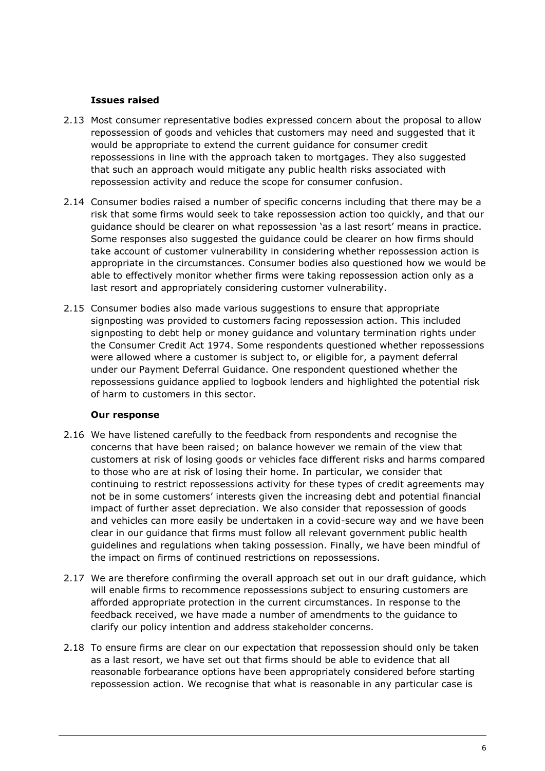**Issues raised**

2.13 Most consumer representative bodies expressed concern about the proposal to allow repossession of goods and vehicles that customers may need and suggested that it would be appropriate to extend the current guidance for consumer credit repossessions in line with the approach taken to mortgages. They also suggested that such an approach would mitigate any public health risks associated with repossession activity and reduce the scope for consumer confusion.

2.14 Consumer bodies raised a number of specific concerns including that there may be a risk that some firms would seek to take repossession action too quickly, and that our guidance should be clearer on what repossession 'as a last resort' means in practice. Some responses also suggested the guidance could be clearer on how firms should take account of customer vulnerability in considering whether repossession action is appropriate in the circumstances. Consumer bodies also questioned how we would be able to effectively monitor whether firms were taking repossession action only as a last resort and appropriately considering customer vulnerability.

2.15 Consumer bodies also made various suggestions to ensure that appropriate signposting was provided to customers facing repossession action. This included signposting to debt help or money guidance and voluntary termination rights under the Consumer Credit Act 1974. Some respondents questioned whether repossessions were allowed where a customer is subject to, or eligible for, a payment deferral under our Payment Deferral Guidance. One respondent questioned whether the repossessions guidance applied to logbook lenders and highlighted the potential risk of harm to customers in this sector.

**Our response**

2.16 We have listened carefully to the feedback from respondents and recognise the concerns that have been raised; on balance however we remain of the view that customers at risk of losing goods or vehicles face different risks and harms compared to those who are at risk of losing their home. In particular, we consider that continuing to restrict repossessions activity for these types of credit agreements may not be in some customers' interests given the increasing debt and potential financial impact of further asset depreciation. We also consider that repossession of goods and vehicles can more easily be undertaken in a covid-secure way and we have been clear in our guidance that firms must follow all relevant government public health guidelines and regulations when taking possession. Finally, we have been mindful of the impact on firms of continued restrictions on repossessions.

2.17 We are therefore confirming the overall approach set out in our draft guidance, which will enable firms to recommence repossessions subject to ensuring customers are afforded appropriate protection in the current circumstances. In response to the feedback received, we have made a number of amendments to the guidance to clarify our policy intention and address stakeholder concerns.

2.18 To ensure firms are clear on our expectation that repossession should only be taken as a last resort, we have set out that firms should be able to evidence that all reasonable forbearance options have been appropriately considered before starting repossession action. We recognise that what is reasonable in any particular case is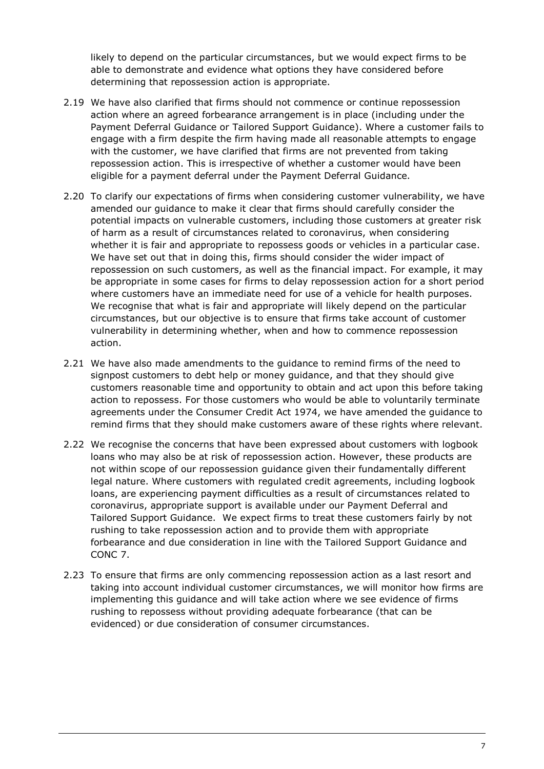likely to depend on the particular circumstances, but we would expect firms to be able to demonstrate and evidence what options they have considered before determining that repossession action is appropriate.

2.19 We have also clarified that firms should not commence or continue repossession action where an agreed forbearance arrangement is in place (including under the Payment Deferral Guidance or Tailored Support Guidance). Where a customer fails to engage with a firm despite the firm having made all reasonable attempts to engage with the customer, we have clarified that firms are not prevented from taking repossession action. This is irrespective of whether a customer would have been eligible for a payment deferral under the Payment Deferral Guidance.

2.20 To clarify our expectations of firms when considering customer vulnerability, we have amended our guidance to make it clear that firms should carefully consider the potential impacts on vulnerable customers, including those customers at greater risk of harm as a result of circumstances related to coronavirus, when considering whether it is fair and appropriate to repossess goods or vehicles in a particular case. We have set out that in doing this, firms should consider the wider impact of repossession on such customers, as well as the financial impact. For example, it may be appropriate in some cases for firms to delay repossession action for a short period where customers have an immediate need for use of a vehicle for health purposes. We recognise that what is fair and appropriate will likely depend on the particular circumstances, but our objective is to ensure that firms take account of customer vulnerability in determining whether, when and how to commence repossession action.

2.21 We have also made amendments to the guidance to remind firms of the need to signpost customers to debt help or money guidance, and that they should give customers reasonable time and opportunity to obtain and act upon this before taking action to repossess. For those customers who would be able to voluntarily terminate agreements under the Consumer Credit Act 1974, we have amended the guidance to remind firms that they should make customers aware of these rights where relevant.

2.22 We recognise the concerns that have been expressed about customers with logbook loans who may also be at risk of repossession action. However, these products are not within scope of our repossession guidance given their fundamentally different legal nature. Where customers with regulated credit agreements, including logbook loans, are experiencing payment difficulties as a result of circumstances related to coronavirus, appropriate support is available under our Payment Deferral and Tailored Support Guidance. We expect firms to treat these customers fairly by not rushing to take repossession action and to provide them with appropriate forbearance and due consideration in line with the Tailored Support Guidance and CONC 7.

2.23 To ensure that firms are only commencing repossession action as a last resort and taking into account individual customer circumstances, we will monitor how firms are implementing this guidance and will take action where we see evidence of firms rushing to repossess without providing adequate forbearance (that can be evidenced) or due consideration of consumer circumstances.